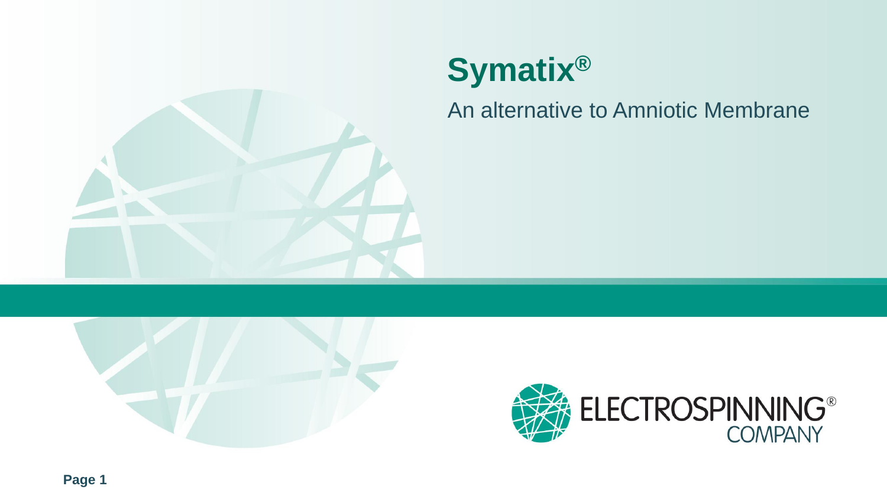# Symatix®

An alternative to Amniotic Membrane

ELECTROSPINNING® COMPANY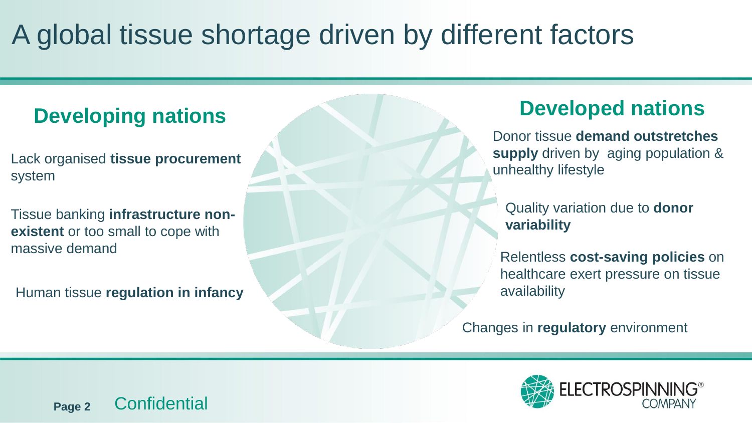# A global tissue shortage driven by different factors

## Developing nations

Lack organised **tissue procurement** system

Tissue banking **infrastructure non-existent** or too small to cope with massive demand

Human tissue **regulation in infancy**

## Developed nations

Donor tissue **demand outstretches supply** driven by aging population & unhealthy lifestyle

Quality variation due to **donor variability**

Relentless **cost-saving policies** on healthcare exert pressure on tissue availability

Changes in **regulatory** environment

Confidential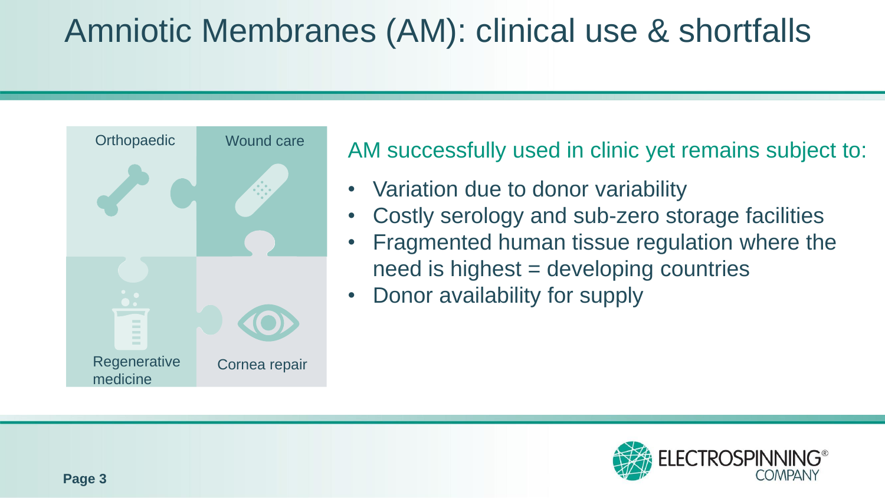# Amniotic Membranes (AM): clinical use & shortfalls

Orthopaedic

Wound care

Regenerative medicine

Cornea repair

AM successfully used in clinic yet remains subject to:

- Variation due to donor variability
- Costly serology and sub-zero storage facilities
- Fragmented human tissue regulation where the need is highest = developing countries
- Donor availability for supply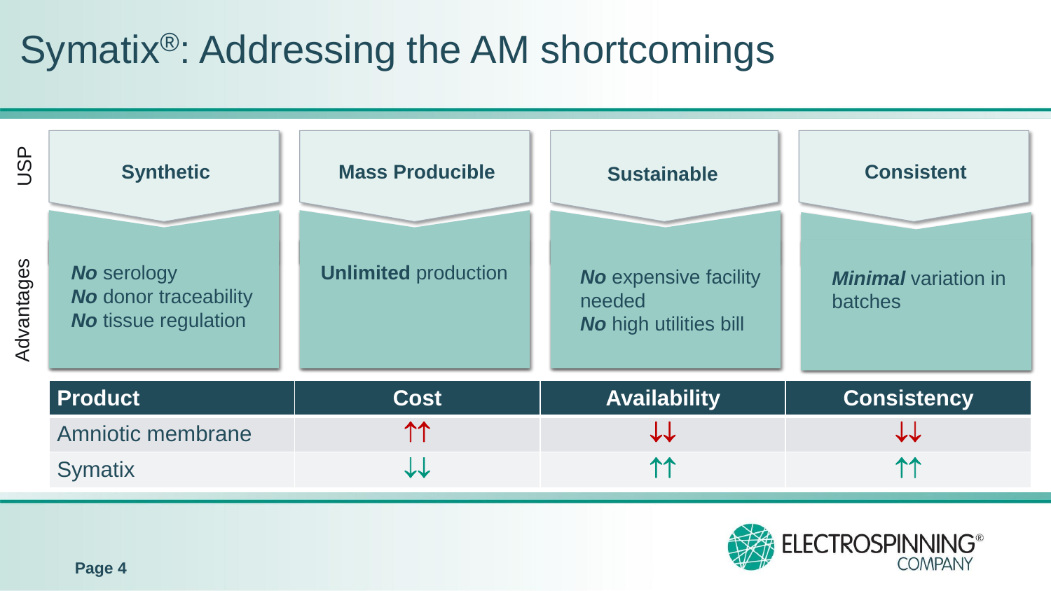# Symatix®: Addressing the AM shortcomings

| USP | Synthetic | Mass Producible | Sustainable | Consistent |
|---|---|---|---|---|
| Advantages | ***No*** serology<br>***No*** donor traceability<br>***No*** tissue regulation | **Unlimited** production | ***No*** expensive facility needed<br>***No*** high utilities bill | ***Minimal*** variation in batches |

| Product | Cost | Availability | Consistency |
|---|---|---|---|
| Amniotic membrane | ↑↑ | ↓↓ | ↓↓ |
| Symatix | ↓↓ | ↑↑ | ↑↑ |

ELECTROSPINNING® COMPANY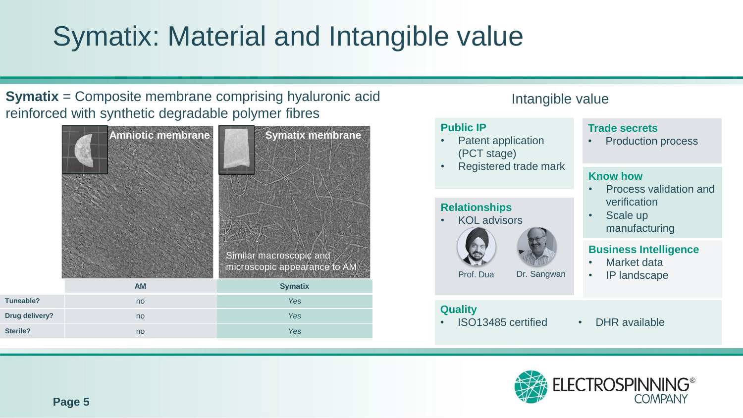# Symatix: Material and Intangible value

**Symatix** = Composite membrane comprising hyaluronic acid reinforced with synthetic degradable polymer fibres

Amniotic membrane

Symatix membrane

Similar macroscopic and microscopic appearance to AM

| | AM | Symatix |
|---|---|---|
| **Tuneable?** | no | *Yes* |
| **Drug delivery?** | no | *Yes* |
| **Sterile?** | no | *Yes* |

## Intangible value

**Public IP**
- Patent application (PCT stage)
- Registered trade mark

**Trade secrets**
- Production process

**Know how**
- Process validation and verification
- Scale up manufacturing

**Relationships**
- KOL advisors

Prof. Dua

Dr. Sangwan

**Business Intelligence**
- Market data
- IP landscape

**Quality**
- ISO13485 certified
- DHR available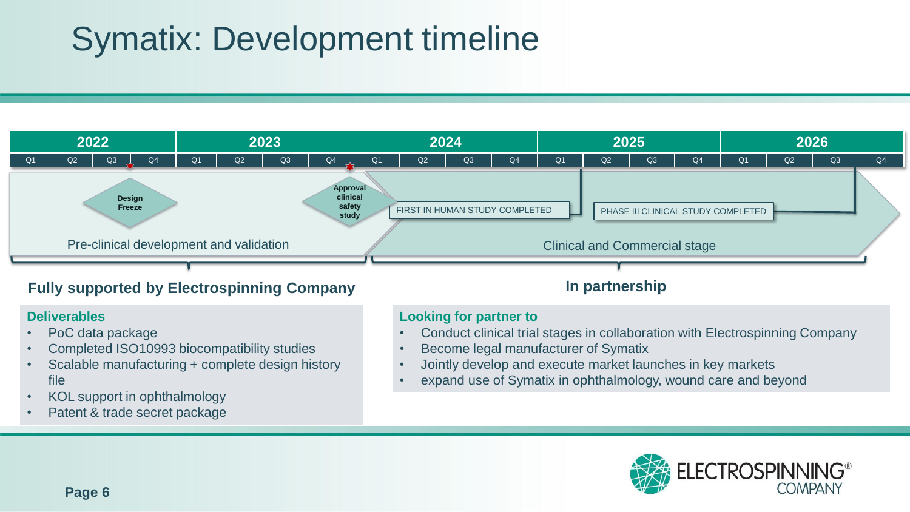# Symatix: Development timeline

| 2022 | | | | 2023 | | | | 2024 | | | | 2025 | | | | 2026 | | | |
|---|---|---|---|---|---|---|---|---|---|---|---|---|---|---|---|---|---|---|---|
| Q1 | Q2 | Q3 | Q4 | Q1 | Q2 | Q3 | Q4 | Q1 | Q2 | Q3 | Q4 | Q1 | Q2 | Q3 | Q4 | Q1 | Q2 | Q3 | Q4 |

**Design Freeze**

**Approval clinical safety study**

FIRST IN HUMAN STUDY COMPLETED

PHASE III CLINICAL STUDY COMPLETED

Pre-clinical development and validation

Clinical and Commercial stage

## Fully supported by Electrospinning Company

### Deliverables

- PoC data package
- Completed ISO10993 biocompatibility studies
- Scalable manufacturing + complete design history file
- KOL support in ophthalmology
- Patent & trade secret package

## In partnership

### Looking for partner to

- Conduct clinical trial stages in collaboration with Electrospinning Company
- Become legal manufacturer of Symatix
- Jointly develop and execute market launches in key markets
- expand use of Symatix in ophthalmology, wound care and beyond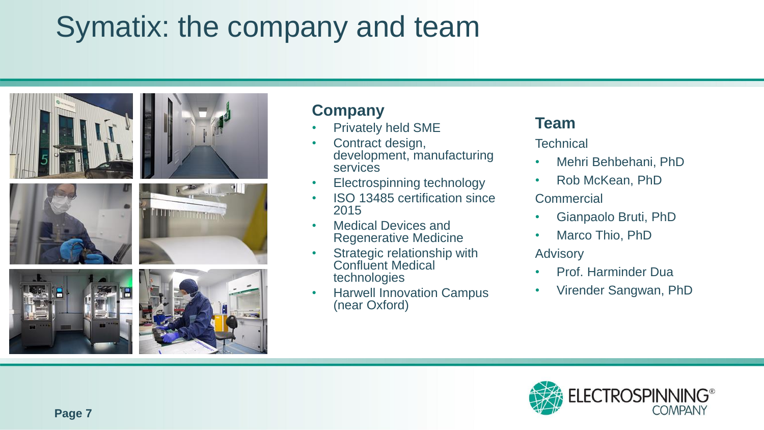# Symatix: the company and team

## Company

- Privately held SME
- Contract design, development, manufacturing services
- Electrospinning technology
- ISO 13485 certification since 2015
- Medical Devices and Regenerative Medicine
- Strategic relationship with Confluent Medical technologies
- Harwell Innovation Campus (near Oxford)

## Team

Technical

- Mehri Behbehani, PhD
- Rob McKean, PhD

Commercial

- Gianpaolo Bruti, PhD
- Marco Thio, PhD

Advisory

- Prof. Harminder Dua
- Virender Sangwan, PhD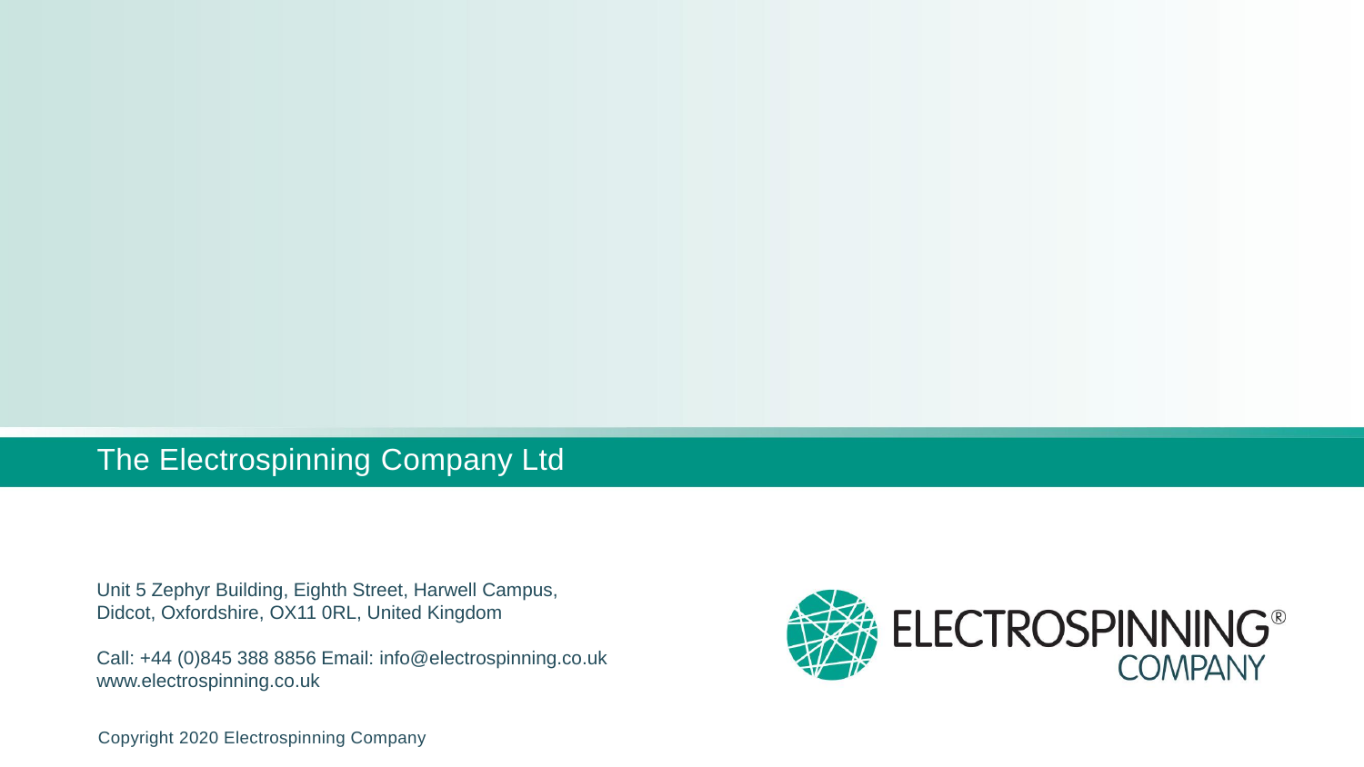The Electrospinning Company Ltd

Unit 5 Zephyr Building, Eighth Street, Harwell Campus,
Didcot, Oxfordshire, OX11 0RL, United Kingdom

Call: +44 (0)845 388 8856 Email: info@electrospinning.co.uk
www.electrospinning.co.uk

ELECTROSPINNING® COMPANY

Copyright 2020 Electrospinning Company